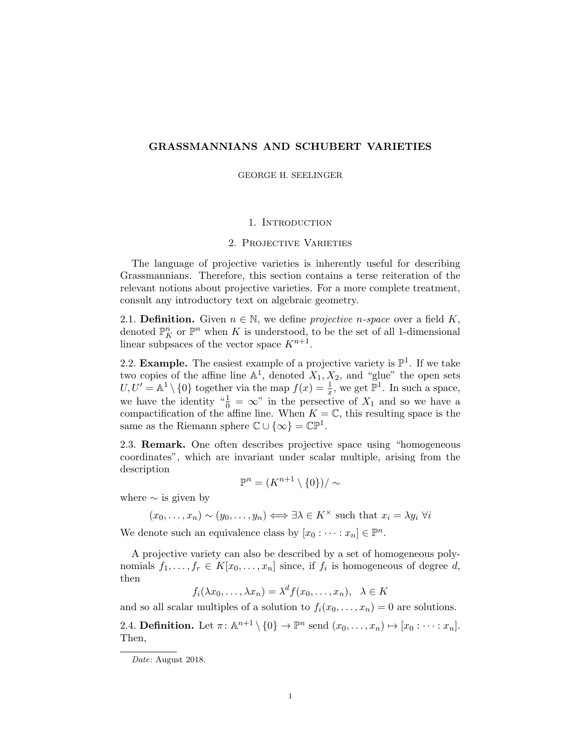# GRASSMANNIANS AND SCHUBERT VARIETIES

GEORGE H. SEELINGER

## 1. Introduction

## 2. Projective Varieties

The language of projective varieties is inherently useful for describing Grassmannians. Therefore, this section contains a terse reiteration of the relevant notions about projective varieties. For a more complete treatment, consult any introductory text on algebraic geometry.

2.1. **Definition.** Given $n \in \mathbb{N}$, we define *projective n-space* over a field $K$, denoted $\mathbb{P}^n_K$ or $\mathbb{P}^n$ when $K$ is understood, to be the set of all 1-dimensional linear subpsaces of the vector space $K^{n+1}$.

2.2. **Example.** The easiest example of a projective variety is $\mathbb{P}^1$. If we take two copies of the affine line $\mathbb{A}^1$, denoted $X_1, X_2$, and "glue" the open sets $U, U' = \mathbb{A}^1 \setminus \{0\}$ together via the map $f(x) = \frac{1}{x}$, we get $\mathbb{P}^1$. In such a space, we have the identity "$\frac{1}{0} = \infty$" in the persective of $X_1$ and so we have a compactification of the affine line. When $K = \mathbb{C}$, this resulting space is the same as the Riemann sphere $\mathbb{C} \cup \{\infty\} = \mathbb{CP}^1$.

2.3. **Remark.** One often describes projective space using "homogeneous coordinates", which are invariant under scalar multiple, arising from the description

$$\mathbb{P}^n = (K^{n+1} \setminus \{0\}) / \sim$$

where $\sim$ is given by

$$(x_0, \ldots, x_n) \sim (y_0, \ldots, y_n) \iff \exists \lambda \in K^\times \text{ such that } x_i = \lambda y_i \ \forall i$$

We denote such an equivalence class by $[x_0 : \cdots : x_n] \in \mathbb{P}^n$.

A projective variety can also be described by a set of homogeneous polynomials $f_1, \ldots, f_r \in K[x_0, \ldots, x_n]$ since, if $f_i$ is homogeneous of degree $d$, then

$$f_i(\lambda x_0, \ldots, \lambda x_n) = \lambda^d f(x_0, \ldots, x_n), \quad \lambda \in K$$

and so all scalar multiples of a solution to $f_i(x_0, \ldots, x_n) = 0$ are solutions.

2.4. **Definition.** Let $\pi \colon \mathbb{A}^{n+1} \setminus \{0\} \to \mathbb{P}^n$ send $(x_0, \ldots, x_n) \mapsto [x_0 : \cdots : x_n]$. Then,

*Date*: August 2018.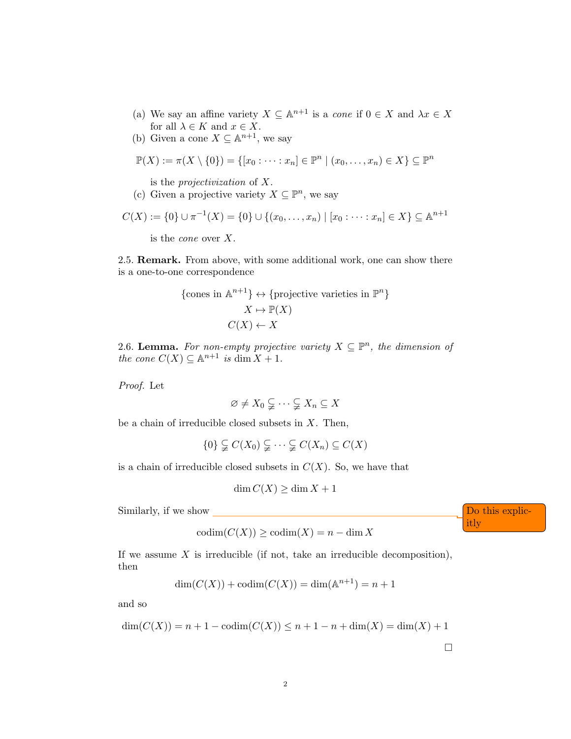(a) We say an affine variety $X \subseteq \mathbb{A}^{n+1}$ is a *cone* if $0 \in X$ and $\lambda x \in X$ for all $\lambda \in K$ and $x \in X$.

(b) Given a cone $X \subseteq \mathbb{A}^{n+1}$, we say

$$\mathbb{P}(X) := \pi(X \setminus \{0\}) = \{[x_0 : \cdots : x_n] \in \mathbb{P}^n \mid (x_0, \ldots, x_n) \in X\} \subseteq \mathbb{P}^n$$

is the *projectivization* of $X$.

(c) Given a projective variety $X \subseteq \mathbb{P}^n$, we say

$$C(X) := \{0\} \cup \pi^{-1}(X) = \{0\} \cup \{(x_0, \ldots, x_n) \mid [x_0 : \cdots : x_n] \in X\} \subseteq \mathbb{A}^{n+1}$$

is the *cone* over $X$.

2.5. **Remark.** From above, with some additional work, one can show there is a one-to-one correspondence

$$\begin{aligned}
\{\text{cones in } \mathbb{A}^{n+1}\} &\leftrightarrow \{\text{projective varieties in } \mathbb{P}^n\} \\
X &\mapsto \mathbb{P}(X) \\
C(X) &\leftarrow X
\end{aligned}$$

2.6. **Lemma.** *For non-empty projective variety $X \subseteq \mathbb{P}^n$, the dimension of the cone $C(X) \subseteq \mathbb{A}^{n+1}$ is $\dim X + 1$.*

*Proof.* Let

$$\varnothing \neq X_0 \subsetneq \cdots \subsetneq X_n \subseteq X$$

be a chain of irreducible closed subsets in $X$. Then,

$$\{0\} \subsetneq C(X_0) \subsetneq \cdots \subsetneq C(X_n) \subseteq C(X)$$

is a chain of irreducible closed subsets in $C(X)$. So, we have that

$$\dim C(X) \geq \dim X + 1$$

Similarly, if we show [Do this explicitly]

$$\operatorname{codim}(C(X)) \geq \operatorname{codim}(X) = n - \dim X$$

If we assume $X$ is irreducible (if not, take an irreducible decomposition), then

$$\dim(C(X)) + \operatorname{codim}(C(X)) = \dim(\mathbb{A}^{n+1}) = n + 1$$

and so

$$\dim(C(X)) = n + 1 - \operatorname{codim}(C(X)) \leq n + 1 - n + \dim(X) = \dim(X) + 1$$

$\square$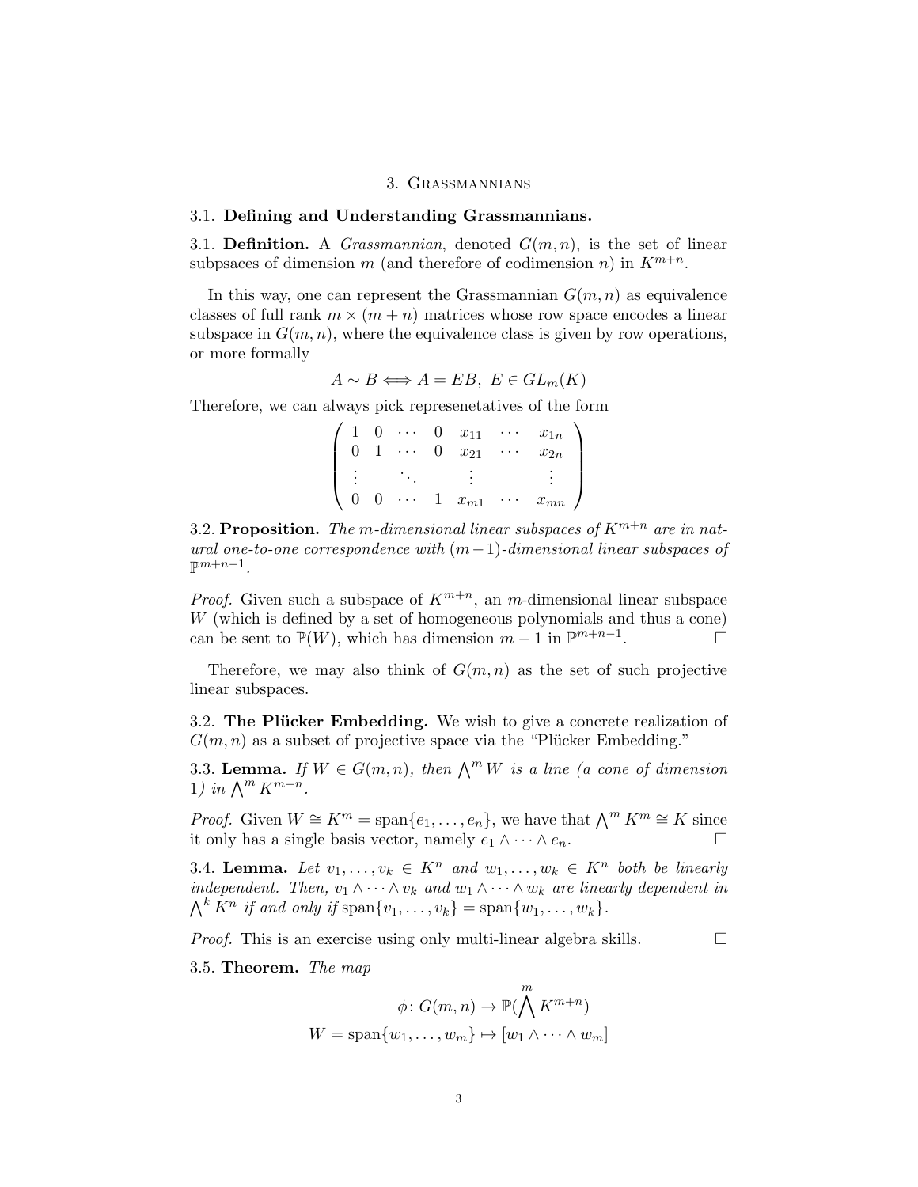## 3. Grassmannians

### 3.1. **Defining and Understanding Grassmannians.**

3.1. **Definition.** A *Grassmannian*, denoted $G(m, n)$, is the set of linear subpsaces of dimension $m$ (and therefore of codimension $n$) in $K^{m+n}$.

In this way, one can represent the Grassmannian $G(m, n)$ as equivalence classes of full rank $m \times (m + n)$ matrices whose row space encodes a linear subspace in $G(m, n)$, where the equivalence class is given by row operations, or more formally

$$A \sim B \iff A = EB, \; E \in GL_m(K)$$

Therefore, we can always pick represenetatives of the form

$$\begin{pmatrix} 1 & 0 & \cdots & 0 & x_{11} & \cdots & x_{1n} \\ 0 & 1 & \cdots & 0 & x_{21} & \cdots & x_{2n} \\ \vdots & & \ddots & \vdots & & & \vdots \\ 0 & 0 & \cdots & 1 & x_{m1} & \cdots & x_{mn} \end{pmatrix}$$

3.2. **Proposition.** *The $m$-dimensional linear subspaces of $K^{m+n}$ are in natural one-to-one correspondence with $(m-1)$-dimensional linear subspaces of $\mathbb{P}^{m+n-1}$.*

*Proof.* Given such a subspace of $K^{m+n}$, an $m$-dimensional linear subspace $W$ (which is defined by a set of homogeneous polynomials and thus a cone) can be sent to $\mathbb{P}(W)$, which has dimension $m - 1$ in $\mathbb{P}^{m+n-1}$. □

Therefore, we may also think of $G(m, n)$ as the set of such projective linear subspaces.

### 3.2. **The Plücker Embedding.**

We wish to give a concrete realization of $G(m, n)$ as a subset of projective space via the "Plücker Embedding."

3.3. **Lemma.** *If $W \in G(m, n)$, then $\bigwedge^m W$ is a line (a cone of dimension 1) in $\bigwedge^m K^{m+n}$.*

*Proof.* Given $W \cong K^m = \text{span}\{e_1, \ldots, e_n\}$, we have that $\bigwedge^m K^m \cong K$ since it only has a single basis vector, namely $e_1 \wedge \cdots \wedge e_n$. □

3.4. **Lemma.** *Let $v_1, \ldots, v_k \in K^n$ and $w_1, \ldots, w_k \in K^n$ both be linearly independent. Then, $v_1 \wedge \cdots \wedge v_k$ and $w_1 \wedge \cdots \wedge w_k$ are linearly dependent in $\bigwedge^k K^n$ if and only if $\text{span}\{v_1, \ldots, v_k\} = \text{span}\{w_1, \ldots, w_k\}$.*

*Proof.* This is an exercise using only multi-linear algebra skills. □

3.5. **Theorem.** *The map*

$$\phi \colon G(m, n) \to \mathbb{P}(\bigwedge^m K^{m+n})$$
$$W = \text{span}\{w_1, \ldots, w_m\} \mapsto [w_1 \wedge \cdots \wedge w_m]$$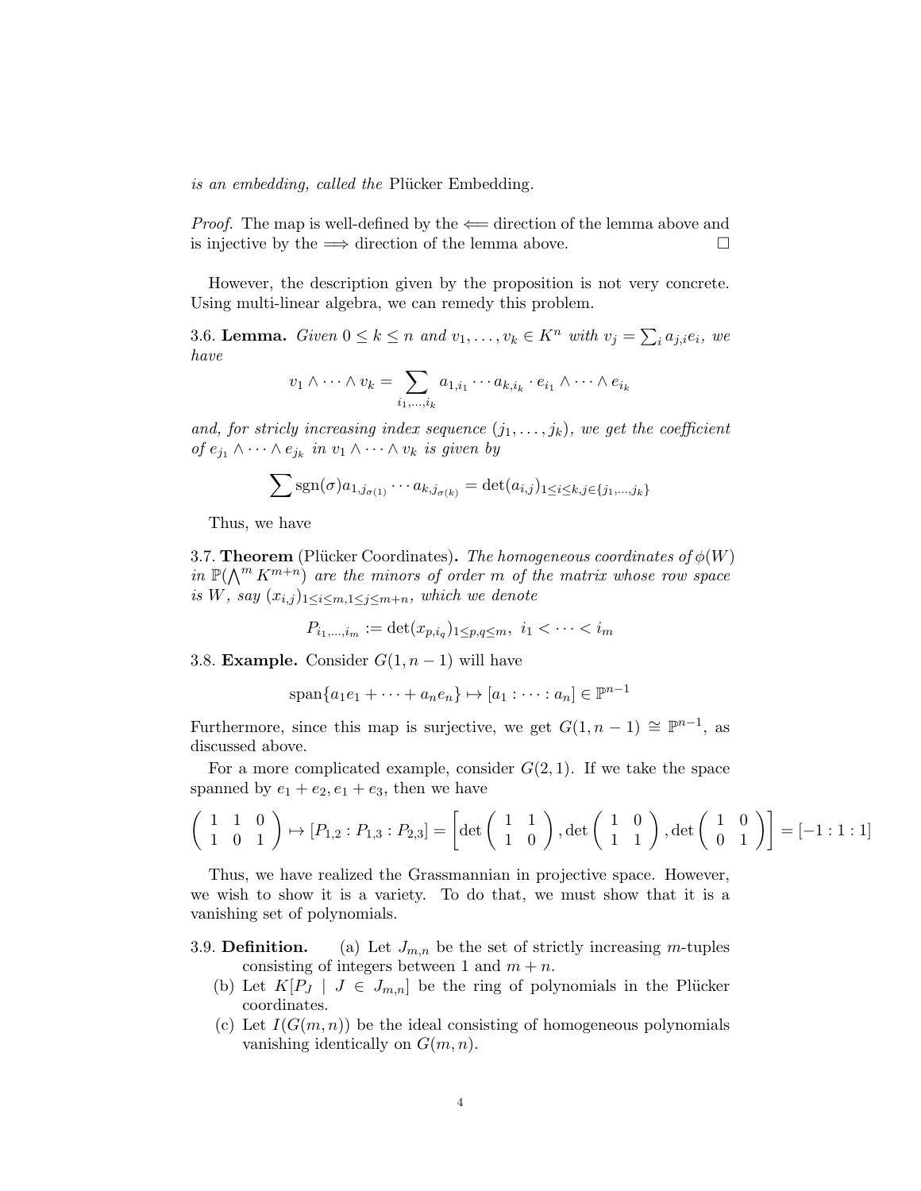*is an embedding, called the* Plücker Embedding.

*Proof.* The map is well-defined by the $\Longleftarrow$ direction of the lemma above and is injective by the $\Longrightarrow$ direction of the lemma above. $\square$

However, the description given by the proposition is not very concrete. Using multi-linear algebra, we can remedy this problem.

3.6. **Lemma.** *Given $0 \le k \le n$ and $v_1, \ldots, v_k \in K^n$ with $v_j = \sum_i a_{j,i} e_i$, we have*

$$v_1 \wedge \cdots \wedge v_k = \sum_{i_1,\ldots,i_k} a_{1,i_1} \cdots a_{k,i_k} \cdot e_{i_1} \wedge \cdots \wedge e_{i_k}$$

*and, for stricly increasing index sequence $(j_1, \ldots, j_k)$, we get the coefficient of $e_{j_1} \wedge \cdots \wedge e_{j_k}$ in $v_1 \wedge \cdots \wedge v_k$ is given by*

$$\sum \operatorname{sgn}(\sigma) a_{1,j_{\sigma(1)}} \cdots a_{k,j_{\sigma(k)}} = \det(a_{i,j})_{1 \le i \le k, j \in \{j_1,\ldots,j_k\}}$$

Thus, we have

3.7. **Theorem** (Plücker Coordinates)**.** *The homogeneous coordinates of $\phi(W)$ in $\mathbb{P}(\bigwedge^m K^{m+n})$ are the minors of order $m$ of the matrix whose row space is $W$, say $(x_{i,j})_{1 \le i \le m, 1 \le j \le m+n}$, which we denote*

$$P_{i_1,\ldots,i_m} := \det(x_{p,i_q})_{1 \le p,q \le m}, \ i_1 < \cdots < i_m$$

3.8. **Example.** Consider $G(1, n-1)$ will have

$$\operatorname{span}\{a_1 e_1 + \cdots + a_n e_n\} \mapsto [a_1 : \cdots : a_n] \in \mathbb{P}^{n-1}$$

Furthermore, since this map is surjective, we get $G(1, n-1) \cong \mathbb{P}^{n-1}$, as discussed above.

For a more complicated example, consider $G(2,1)$. If we take the space spanned by $e_1 + e_2, e_1 + e_3$, then we have

$$\begin{pmatrix} 1 & 1 & 0 \\ 1 & 0 & 1 \end{pmatrix} \mapsto [P_{1,2} : P_{1,3} : P_{2,3}] = \left[\det\begin{pmatrix} 1 & 1 \\ 1 & 0 \end{pmatrix}, \det\begin{pmatrix} 1 & 0 \\ 1 & 1 \end{pmatrix}, \det\begin{pmatrix} 1 & 0 \\ 0 & 1 \end{pmatrix}\right] = [-1 : 1 : 1]$$

Thus, we have realized the Grassmannian in projective space. However, we wish to show it is a variety. To do that, we must show that it is a vanishing set of polynomials.

3.9. **Definition.**
(a) Let $J_{m,n}$ be the set of strictly increasing $m$-tuples consisting of integers between 1 and $m+n$.
(b) Let $K[P_J \mid J \in J_{m,n}]$ be the ring of polynomials in the Plücker coordinates.
(c) Let $I(G(m,n))$ be the ideal consisting of homogeneous polynomials vanishing identically on $G(m,n)$.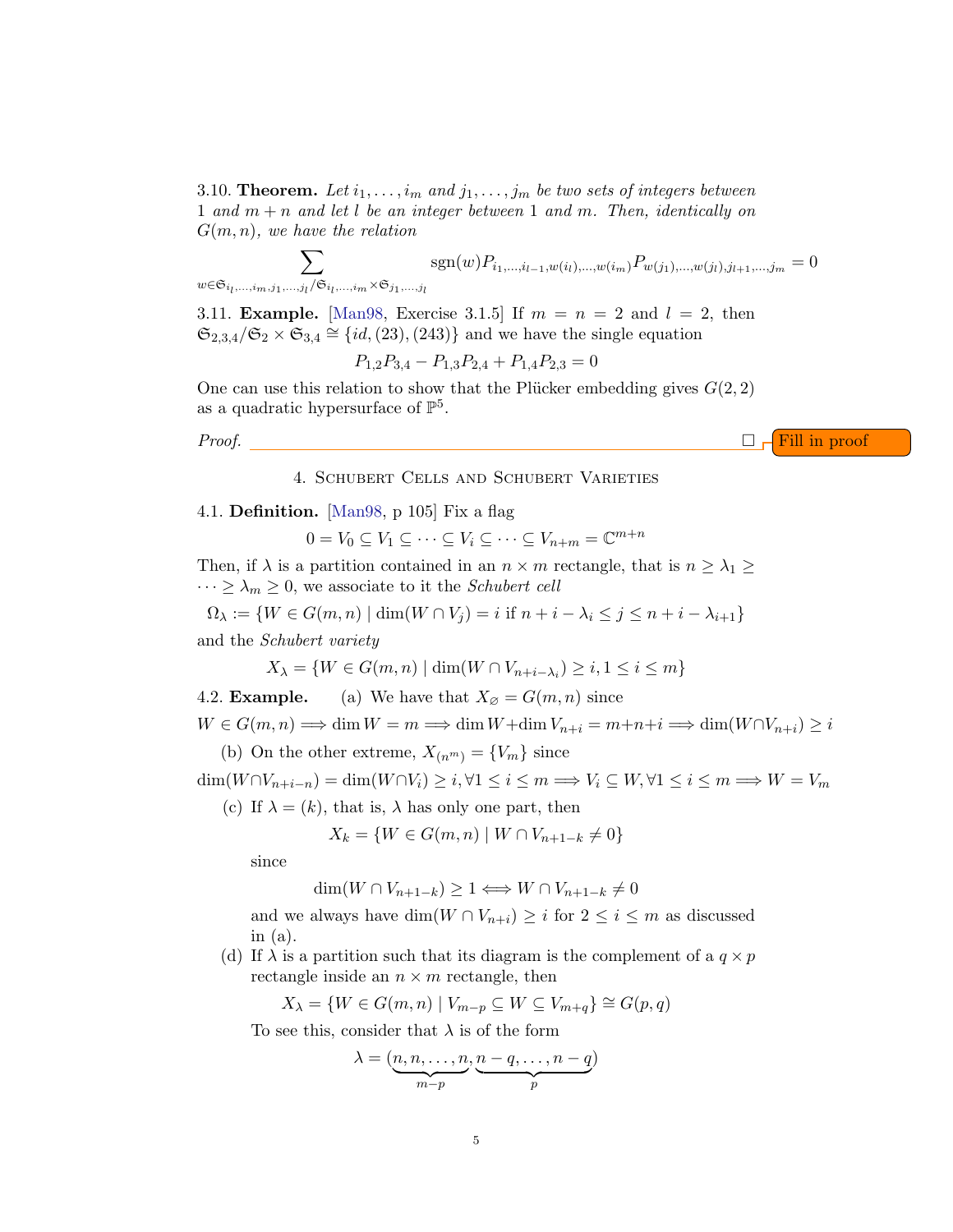3.10. **Theorem.** *Let $i_1, \ldots, i_m$ and $j_1, \ldots, j_m$ be two sets of integers between 1 and $m+n$ and let $l$ be an integer between 1 and $m$. Then, identically on $G(m,n)$, we have the relation*

$$\sum_{w \in \mathfrak{S}_{i_l,\ldots,i_m,j_1,\ldots,j_l}/\mathfrak{S}_{i_l,\ldots,i_m} \times \mathfrak{S}_{j_1,\ldots,j_l}} \operatorname{sgn}(w) P_{i_1,\ldots,i_{l-1},w(i_l),\ldots,w(i_m)} P_{w(j_1),\ldots,w(j_l),j_{l+1},\ldots,j_m} = 0$$

3.11. **Example.** [Man98, Exercise 3.1.5] If $m = n = 2$ and $l = 2$, then $\mathfrak{S}_{2,3,4}/\mathfrak{S}_2 \times \mathfrak{S}_{3,4} \cong \{id, (23), (243)\}$ and we have the single equation

$$P_{1,2}P_{3,4} - P_{1,3}P_{2,4} + P_{1,4}P_{2,3} = 0$$

One can use this relation to show that the Plücker embedding gives $G(2,2)$ as a quadratic hypersurface of $\mathbb{P}^5$.

*Proof.* ______ □

## 4. Schubert Cells and Schubert Varieties

4.1. **Definition.** [Man98, p 105] Fix a flag

$$0 = V_0 \subseteq V_1 \subseteq \cdots \subseteq V_i \subseteq \cdots \subseteq V_{n+m} = \mathbb{C}^{m+n}$$

Then, if $\lambda$ is a partition contained in an $n \times m$ rectangle, that is $n \geq \lambda_1 \geq \cdots \geq \lambda_m \geq 0$, we associate to it the *Schubert cell*

$$\Omega_\lambda := \{W \in G(m,n) \mid \dim(W \cap V_j) = i \text{ if } n + i - \lambda_i \leq j \leq n + i - \lambda_{i+1}\}$$

and the *Schubert variety*

$$X_\lambda = \{W \in G(m,n) \mid \dim(W \cap V_{n+i-\lambda_i}) \geq i, 1 \leq i \leq m\}$$

4.2. **Example.** (a) We have that $X_\varnothing = G(m,n)$ since

$$W \in G(m,n) \Longrightarrow \dim W = m \Longrightarrow \dim W + \dim V_{n+i} = m+n+i \Longrightarrow \dim(W \cap V_{n+i}) \geq i$$

(b) On the other extreme, $X_{(n^m)} = \{V_m\}$ since

$$\dim(W \cap V_{n+i-n}) = \dim(W \cap V_i) \geq i, \forall 1 \leq i \leq m \Longrightarrow V_i \subseteq W, \forall 1 \leq i \leq m \Longrightarrow W = V_m$$

(c) If $\lambda = (k)$, that is, $\lambda$ has only one part, then

$$X_k = \{W \in G(m,n) \mid W \cap V_{n+1-k} \neq 0\}$$

since

$$\dim(W \cap V_{n+1-k}) \geq 1 \Longleftrightarrow W \cap V_{n+1-k} \neq 0$$

and we always have $\dim(W \cap V_{n+i}) \geq i$ for $2 \leq i \leq m$ as discussed in (a).

(d) If $\lambda$ is a partition such that its diagram is the complement of a $q \times p$ rectangle inside an $n \times m$ rectangle, then

$$X_\lambda = \{W \in G(m,n) \mid V_{m-p} \subseteq W \subseteq V_{m+q}\} \cong G(p,q)$$

To see this, consider that $\lambda$ is of the form

$$\lambda = (\underbrace{n, n, \ldots, n}_{m-p}, \underbrace{n-q, \ldots, n-q}_{p})$$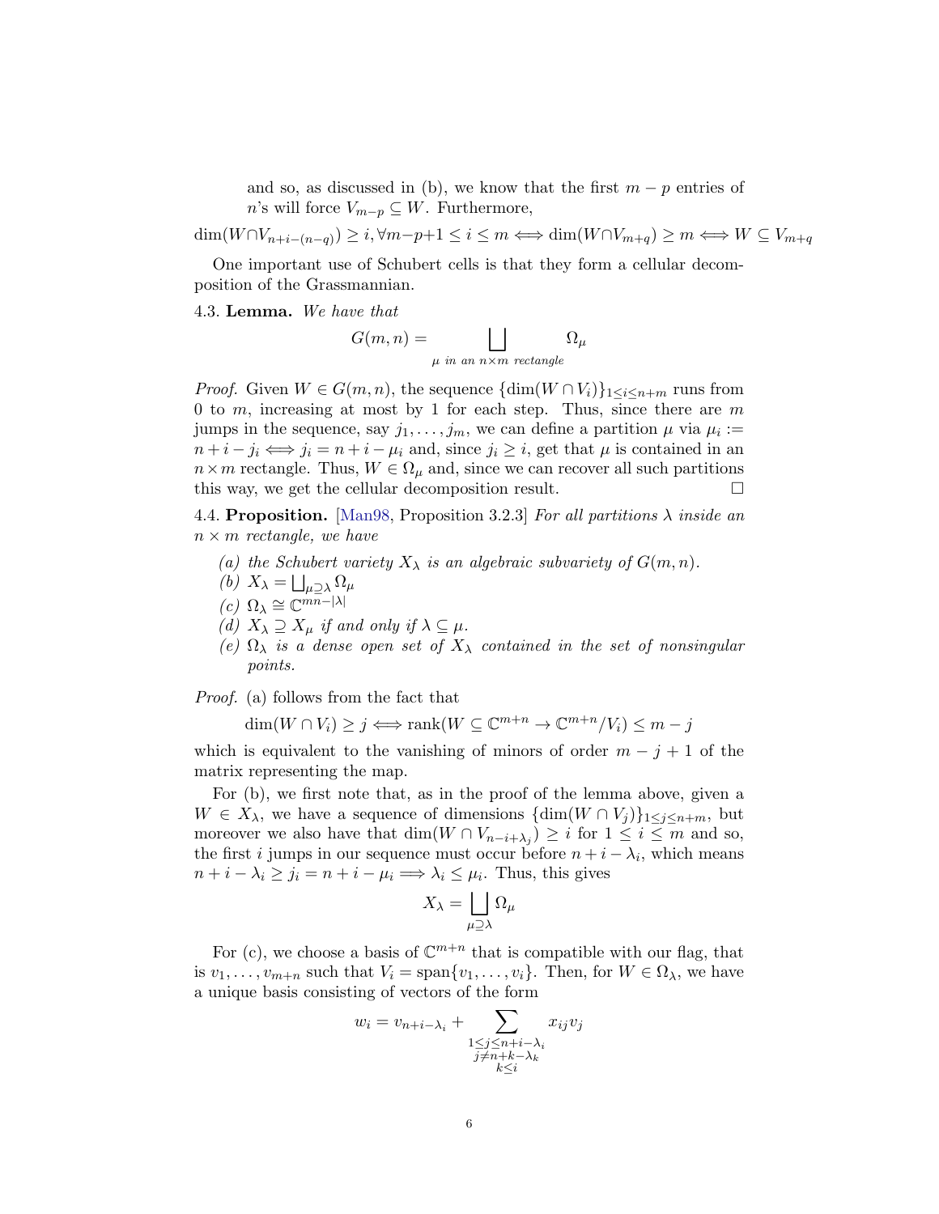and so, as discussed in (b), we know that the first $m-p$ entries of $n$'s will force $V_{m-p} \subseteq W$. Furthermore,

$$\dim(W \cap V_{n+i-(n-q)}) \geq i, \forall m-p+1 \leq i \leq m \iff \dim(W \cap V_{m+q}) \geq m \iff W \subseteq V_{m+q}$$

One important use of Schubert cells is that they form a cellular decomposition of the Grassmannian.

4.3. **Lemma.** *We have that*

$$G(m,n) = \bigsqcup_{\mu \text{ in an } n\times m \text{ rectangle}} \Omega_\mu$$

*Proof.* Given $W \in G(m,n)$, the sequence $\{\dim(W \cap V_i)\}_{1 \leq i \leq n+m}$ runs from 0 to $m$, increasing at most by 1 for each step. Thus, since there are $m$ jumps in the sequence, say $j_1, \dots, j_m$, we can define a partition $\mu$ via $\mu_i := n + i - j_i \iff j_i = n + i - \mu_i$ and, since $j_i \geq i$, get that $\mu$ is contained in an $n \times m$ rectangle. Thus, $W \in \Omega_\mu$ and, since we can recover all such partitions this way, we get the cellular decomposition result. □

4.4. **Proposition.** [Man98, Proposition 3.2.3] *For all partitions $\lambda$ inside an $n \times m$ rectangle, we have*

*(a) the Schubert variety $X_\lambda$ is an algebraic subvariety of $G(m,n)$.*
*(b) $X_\lambda = \bigsqcup_{\mu \supseteq \lambda} \Omega_\mu$*
*(c) $\Omega_\lambda \cong \mathbb{C}^{mn-|\lambda|}$*
*(d) $X_\lambda \supseteq X_\mu$ if and only if $\lambda \subseteq \mu$.*
*(e) $\Omega_\lambda$ is a dense open set of $X_\lambda$ contained in the set of nonsingular points.*

*Proof.* (a) follows from the fact that

$$\dim(W \cap V_i) \geq j \iff \operatorname{rank}(W \subseteq \mathbb{C}^{m+n} \to \mathbb{C}^{m+n}/V_i) \leq m - j$$

which is equivalent to the vanishing of minors of order $m - j + 1$ of the matrix representing the map.

For (b), we first note that, as in the proof of the lemma above, given a $W \in X_\lambda$, we have a sequence of dimensions $\{\dim(W \cap V_j)\}_{1 \leq j \leq n+m}$, but moreover we also have that $\dim(W \cap V_{n-i+\lambda_j}) \geq i$ for $1 \leq i \leq m$ and so, the first $i$ jumps in our sequence must occur before $n + i - \lambda_i$, which means $n + i - \lambda_i \geq j_i = n + i - \mu_i \implies \lambda_i \leq \mu_i$. Thus, this gives

$$X_\lambda = \bigsqcup_{\mu \supseteq \lambda} \Omega_\mu$$

For (c), we choose a basis of $\mathbb{C}^{m+n}$ that is compatible with our flag, that is $v_1, \dots, v_{m+n}$ such that $V_i = \operatorname{span}\{v_1, \dots, v_i\}$. Then, for $W \in \Omega_\lambda$, we have a unique basis consisting of vectors of the form

$$w_i = v_{n+i-\lambda_i} + \sum_{\substack{1 \leq j \leq n+i-\lambda_i \\ j \neq n+k-\lambda_k \\ k \leq i}} x_{ij} v_j$$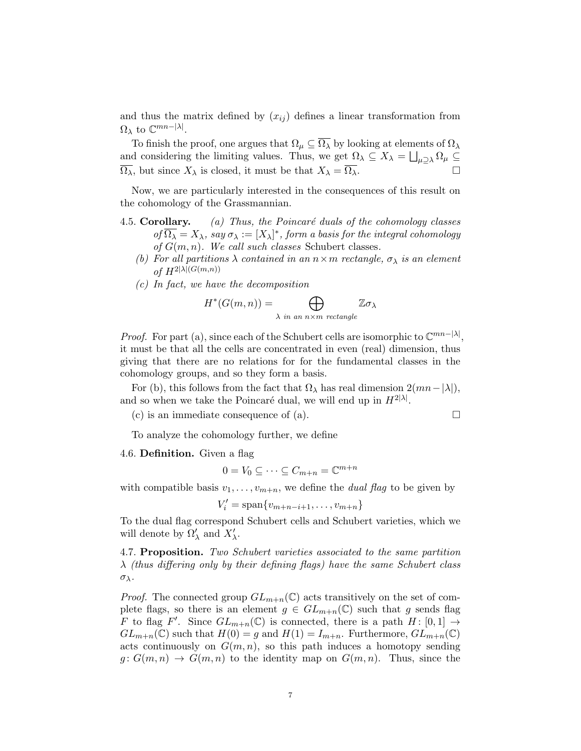and thus the matrix defined by $(x_{ij})$ defines a linear transformation from $\Omega_\lambda$ to $\mathbb{C}^{mn-|\lambda|}$.

To finish the proof, one argues that $\Omega_\mu \subseteq \overline{\Omega_\lambda}$ by looking at elements of $\Omega_\lambda$ and considering the limiting values. Thus, we get $\Omega_\lambda \subseteq X_\lambda = \bigsqcup_{\mu \supseteq \lambda} \Omega_\mu \subseteq \overline{\Omega_\lambda}$, but since $X_\lambda$ is closed, it must be that $X_\lambda = \overline{\Omega_\lambda}$. $\square$

Now, we are particularly interested in the consequences of this result on the cohomology of the Grassmannian.

4.5. **Corollary.** *(a) Thus, the Poincaré duals of the cohomology classes of $\overline{\Omega_\lambda} = X_\lambda$, say $\sigma_\lambda := [X_\lambda]^*$, form a basis for the integral cohomology of $G(m,n)$. We call such classes* Schubert classes*.*

*(b) For all partitions $\lambda$ contained in an $n \times m$ rectangle, $\sigma_\lambda$ is an element of $H^{2|\lambda|(G(m,n))}$*

*(c) In fact, we have the decomposition*

$$H^*(G(m,n)) = \bigoplus_{\lambda \text{ in an } n\times m \text{ rectangle}} \mathbb{Z}\sigma_\lambda$$

*Proof.* For part (a), since each of the Schubert cells are isomorphic to $\mathbb{C}^{mn-|\lambda|}$, it must be that all the cells are concentrated in even (real) dimension, thus giving that there are no relations for for the fundamental classes in the cohomology groups, and so they form a basis.

For (b), this follows from the fact that $\Omega_\lambda$ has real dimension $2(mn-|\lambda|)$, and so when we take the Poincaré dual, we will end up in $H^{2|\lambda|}$.

(c) is an immediate consequence of (a). $\square$

To analyze the cohomology further, we define

4.6. **Definition.** Given a flag

$$0 = V_0 \subseteq \cdots \subseteq C_{m+n} = \mathbb{C}^{m+n}$$

with compatible basis $v_1, \ldots, v_{m+n}$, we define the *dual flag* to be given by

$$V_i' = \text{span}\{v_{m+n-i+1}, \ldots, v_{m+n}\}$$

To the dual flag correspond Schubert cells and Schubert varieties, which we will denote by $\Omega_\lambda'$ and $X_\lambda'$.

4.7. **Proposition.** *Two Schubert varieties associated to the same partition $\lambda$ (thus differing only by their defining flags) have the same Schubert class $\sigma_\lambda$.*

*Proof.* The connected group $GL_{m+n}(\mathbb{C})$ acts transitively on the set of complete flags, so there is an element $g \in GL_{m+n}(\mathbb{C})$ such that $g$ sends flag $F$ to flag $F'$. Since $GL_{m+n}(\mathbb{C})$ is connected, there is a path $H\colon [0,1] \to GL_{m+n}(\mathbb{C})$ such that $H(0) = g$ and $H(1) = I_{m+n}$. Furthermore, $GL_{m+n}(\mathbb{C})$ acts continuously on $G(m,n)$, so this path induces a homotopy sending $g\colon G(m,n) \to G(m,n)$ to the identity map on $G(m,n)$. Thus, since the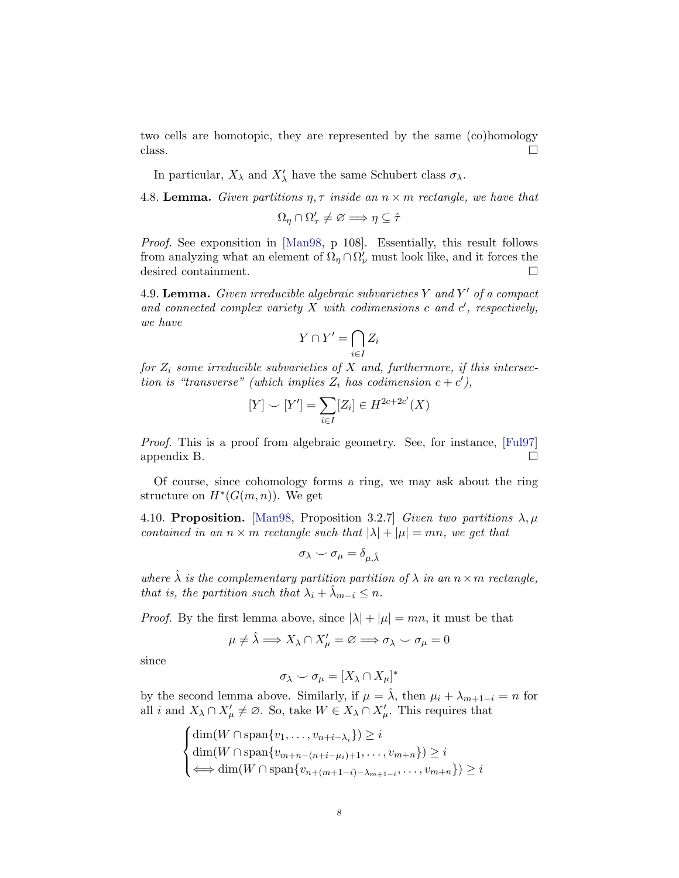two cells are homotopic, they are represented by the same (co)homology class. ☐

In particular, $X_\lambda$ and $X'_\lambda$ have the same Schubert class $\sigma_\lambda$.

4.8. **Lemma.** *Given partitions $\eta, \tau$ inside an $n \times m$ rectangle, we have that*

$$\Omega_\eta \cap \Omega'_\tau \neq \varnothing \implies \eta \subseteq \hat{\tau}$$

*Proof.* See exposition in [Man98, p 108]. Essentially, this result follows from analyzing what an element of $\Omega_\eta \cap \Omega'_\nu$ must look like, and it forces the desired containment. ☐

4.9. **Lemma.** *Given irreducible algebraic subvarieties $Y$ and $Y'$ of a compact and connected complex variety $X$ with codimensions $c$ and $c'$, respectively, we have*

$$Y \cap Y' = \bigcap_{i \in I} Z_i$$

*for $Z_i$ some irreducible subvarieties of $X$ and, furthermore, if this intersection is "transverse" (which implies $Z_i$ has codimension $c + c'$),*

$$[Y] \smile [Y'] = \sum_{i \in I} [Z_i] \in H^{2c+2c'}(X)$$

*Proof.* This is a proof from algebraic geometry. See, for instance, [Ful97] appendix B. ☐

Of course, since cohomology forms a ring, we may ask about the ring structure on $H^*(G(m,n))$. We get

4.10. **Proposition.** [Man98, Proposition 3.2.7] *Given two partitions $\lambda, \mu$ contained in an $n \times m$ rectangle such that $|\lambda| + |\mu| = mn$, we get that*

$$\sigma_\lambda \smile \sigma_\mu = \delta_{\mu, \hat{\lambda}}$$

*where $\hat{\lambda}$ is the complementary partition partition of $\lambda$ in an $n \times m$ rectangle, that is, the partition such that $\lambda_i + \hat{\lambda}_{m-i} \leq n$.*

*Proof.* By the first lemma above, since $|\lambda| + |\mu| = mn$, it must be that

$$\mu \neq \hat{\lambda} \implies X_\lambda \cap X'_\mu = \varnothing \implies \sigma_\lambda \smile \sigma_\mu = 0$$

since

$$\sigma_\lambda \smile \sigma_\mu = [X_\lambda \cap X_\mu]^*$$

by the second lemma above. Similarly, if $\mu = \hat{\lambda}$, then $\mu_i + \lambda_{m+1-i} = n$ for all $i$ and $X_\lambda \cap X'_\mu \neq \varnothing$. So, take $W \in X_\lambda \cap X'_\mu$. This requires that

$$\begin{cases} \dim(W \cap \operatorname{span}\{v_1, \ldots, v_{n+i-\lambda_i}\}) \geq i \\ \dim(W \cap \operatorname{span}\{v_{m+n-(n+i-\mu_i)+1}, \ldots, v_{m+n}\}) \geq i \\ \iff \dim(W \cap \operatorname{span}\{v_{n+(m+1-i)-\lambda_{m+1-i}}, \ldots, v_{m+n}\}) \geq i \end{cases}$$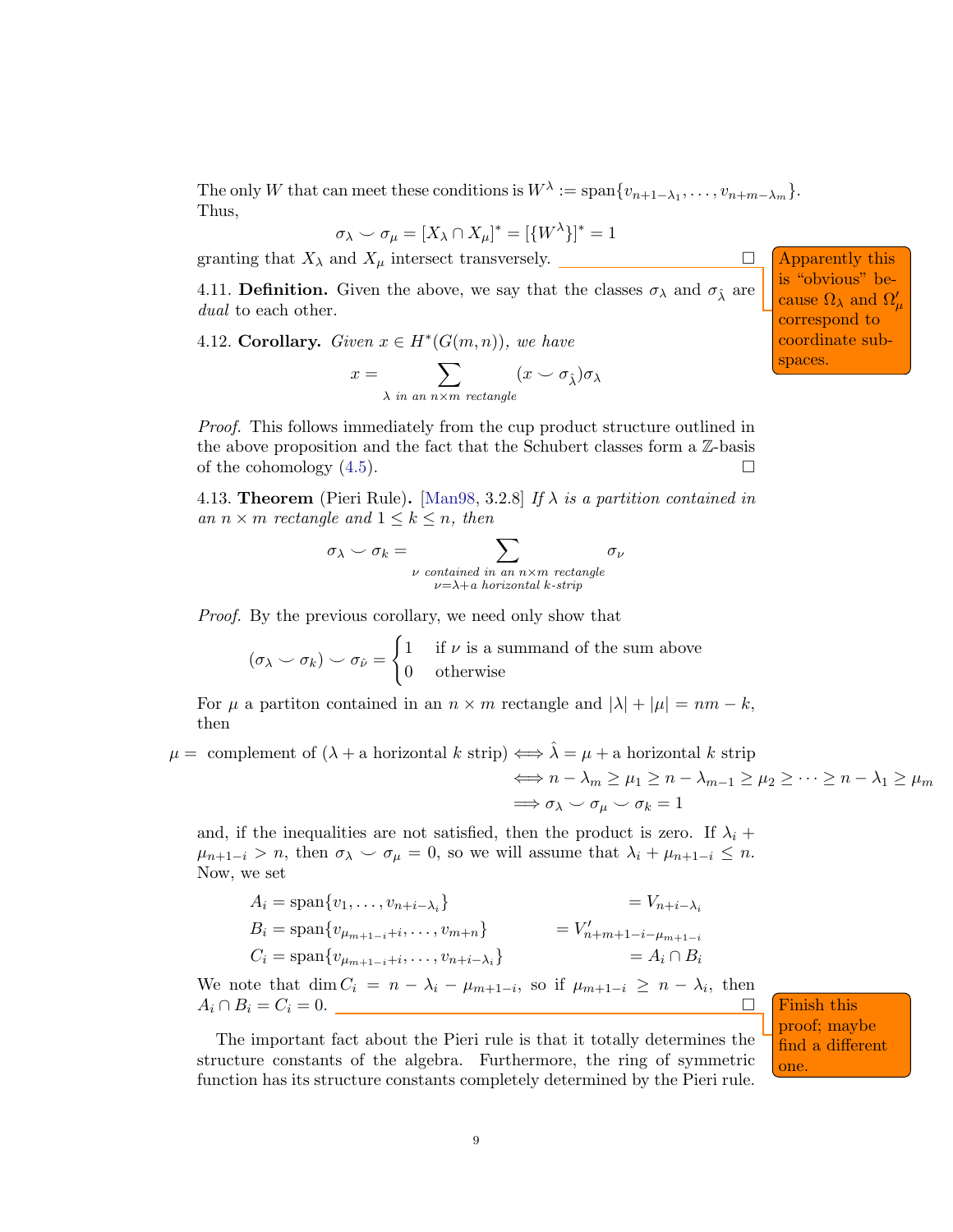The only $W$ that can meet these conditions is $W^\lambda := \operatorname{span}\{v_{n+1-\lambda_1}, \dots, v_{n+m-\lambda_m}\}$. Thus,

$$\sigma_\lambda \smile \sigma_\mu = [X_\lambda \cap X_\mu]^* = [\{W^\lambda\}]^* = 1$$

granting that $X_\lambda$ and $X_\mu$ intersect transversely. □

Apparently this is "obvious" because $\Omega_\lambda$ and $\Omega'_\mu$ correspond to coordinate subspaces.

4.11. **Definition.** Given the above, we say that the classes $\sigma_\lambda$ and $\sigma_{\hat{\lambda}}$ are *dual* to each other.

4.12. **Corollary.** *Given $x \in H^*(G(m,n))$, we have*

$$x = \sum_{\lambda \text{ in an } n\times m \text{ rectangle}} (x \smile \sigma_{\hat{\lambda}})\sigma_\lambda$$

*Proof.* This follows immediately from the cup product structure outlined in the above proposition and the fact that the Schubert classes form a $\mathbb{Z}$-basis of the cohomology (4.5). □

4.13. **Theorem** (Pieri Rule). [Man98, 3.2.8] *If $\lambda$ is a partition contained in an $n \times m$ rectangle and $1 \le k \le n$, then*

$$\sigma_\lambda \smile \sigma_k = \sum_{\substack{\nu \text{ contained in an } n\times m \text{ rectangle} \\ \nu = \lambda + \text{a horizontal } k\text{-strip}}} \sigma_\nu$$

*Proof.* By the previous corollary, we need only show that

$$(\sigma_\lambda \smile \sigma_k) \smile \sigma_{\hat{\nu}} = \begin{cases} 1 & \text{if } \nu \text{ is a summand of the sum above} \\ 0 & \text{otherwise} \end{cases}$$

For $\mu$ a partiton contained in an $n \times m$ rectangle and $|\lambda| + |\mu| = nm - k$, then

$$\begin{aligned}
\mu = \text{ complement of } (\lambda + \text{a horizontal } k \text{ strip}) &\iff \hat{\lambda} = \mu + \text{a horizontal } k \text{ strip} \\
&\iff n - \lambda_m \ge \mu_1 \ge n - \lambda_{m-1} \ge \mu_2 \ge \cdots \ge n - \lambda_1 \ge \mu_m \\
&\implies \sigma_\lambda \smile \sigma_\mu \smile \sigma_k = 1
\end{aligned}$$

and, if the inequalities are not satisfied, then the product is zero. If $\lambda_i + \mu_{n+1-i} > n$, then $\sigma_\lambda \smile \sigma_\mu = 0$, so we will assume that $\lambda_i + \mu_{n+1-i} \le n$. Now, we set

$$\begin{aligned}
A_i &= \operatorname{span}\{v_1, \dots, v_{n+i-\lambda_i}\} &&= V_{n+i-\lambda_i} \\
B_i &= \operatorname{span}\{v_{\mu_{m+1-i}+i}, \dots, v_{m+n}\} &&= V'_{n+m+1-i-\mu_{m+1-i}} \\
C_i &= \operatorname{span}\{v_{\mu_{m+1-i}+i}, \dots, v_{n+i-\lambda_i}\} &&= A_i \cap B_i
\end{aligned}$$

We note that $\dim C_i = n - \lambda_i - \mu_{m+1-i}$, so if $\mu_{m+1-i} \ge n - \lambda_i$, then $A_i \cap B_i = C_i = 0$. □

Finish this proof; maybe find a different one.

The important fact about the Pieri rule is that it totally determines the structure constants of the algebra. Furthermore, the ring of symmetric function has its structure constants completely determined by the Pieri rule.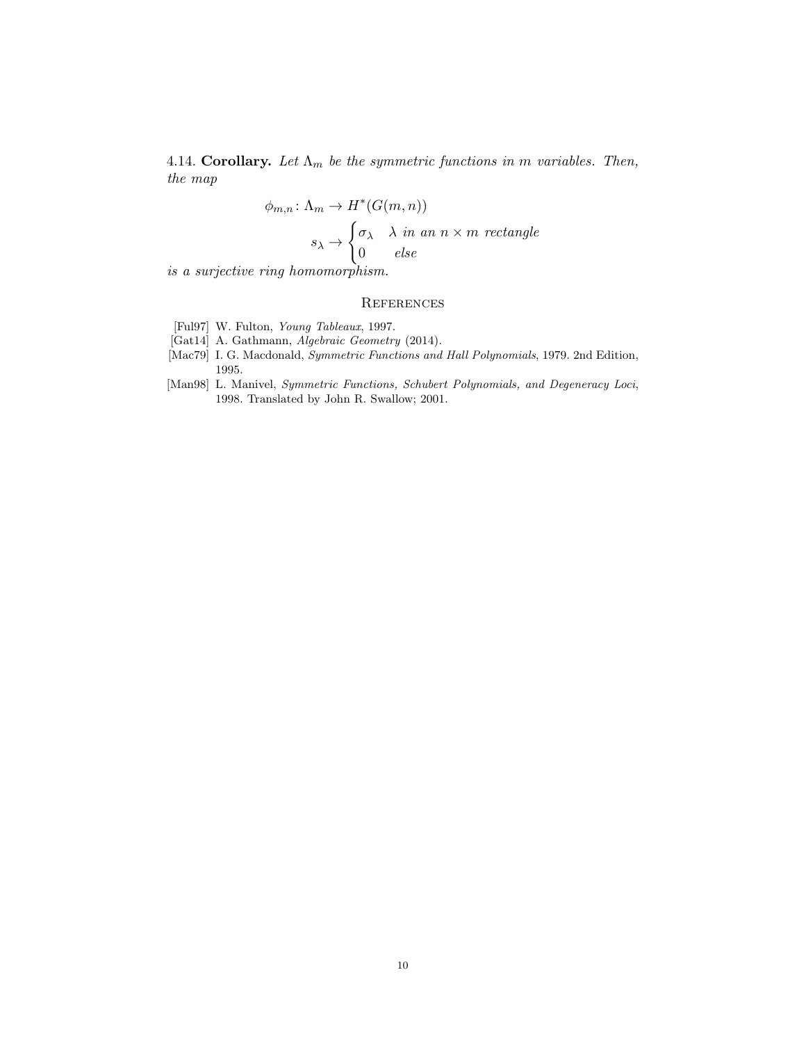4.14. **Corollary.** *Let $\Lambda_m$ be the symmetric functions in $m$ variables. Then, the map*

$$\phi_{m,n} \colon \Lambda_m \to H^*(G(m,n))$$
$$s_\lambda \to \begin{cases} \sigma_\lambda & \lambda \text{ in an } n \times m \text{ rectangle} \\ 0 & \text{else} \end{cases}$$

*is a surjective ring homomorphism.*

## References

[Ful97] W. Fulton, *Young Tableaux*, 1997.

[Gat14] A. Gathmann, *Algebraic Geometry* (2014).

[Mac79] I. G. Macdonald, *Symmetric Functions and Hall Polynomials*, 1979. 2nd Edition, 1995.

[Man98] L. Manivel, *Symmetric Functions, Schubert Polynomials, and Degeneracy Loci*, 1998. Translated by John R. Swallow; 2001.